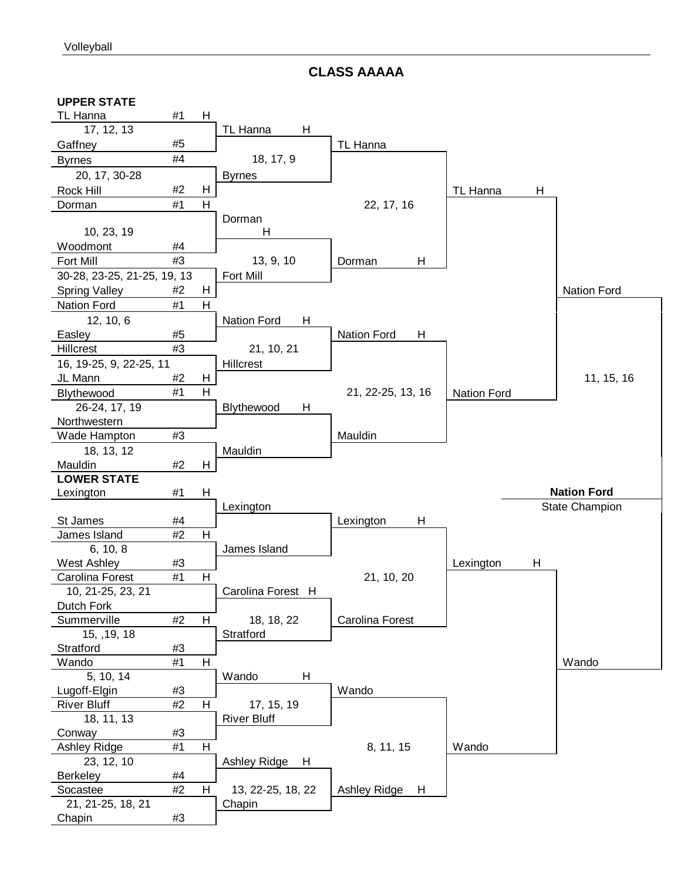# CLASS AAAAA

## UPPER STATE

### First Round

| Team | Seed | Home | Score |
|---|---|---|---|
| TL Hanna | #1 | H | 17, 12, 13 |
| Gaffney | #5 | | |
| Byrnes | #4 | | 20, 17, 30-28 |
| Rock Hill | #2 | H | |
| Dorman | #1 | H | 10, 23, 19 |
| Woodmont | #4 | | |
| Fort Mill | #3 | | 30-28, 23-25, 21-25, 19, 13 |
| Spring Valley | #2 | H | |
| Nation Ford | #1 | H | 12, 10, 6 |
| Easley | #5 | | |
| Hillcrest | #3 | | 16, 19-25, 9, 22-25, 11 |
| JL Mann | #2 | H | |
| Blythewood | #1 | H | 26-24, 17, 19 |
| Northwestern | | | |
| Wade Hampton | #3 | | 18, 13, 12 |
| Mauldin | #2 | H | |

### Second Round

| Matchup | Score |
|---|---|
| TL Hanna (H) vs. Byrnes | 18, 17, 9 |
| Dorman (H) vs. Fort Mill | 13, 9, 10 |
| Nation Ford (H) vs. Hillcrest | 21, 10, 21 |
| Blythewood (H) vs. Mauldin | |

### Third Round

| Matchup | Score |
|---|---|
| TL Hanna vs. Dorman (H) | 22, 17, 16 |
| Nation Ford (H) vs. Mauldin | 21, 22-25, 13, 16 |

### Upper State Final

TL Hanna (H) vs. Nation Ford

## LOWER STATE

### First Round

| Team | Seed | Home | Score |
|---|---|---|---|
| Lexington | #1 | H | |
| St James | #4 | | |
| James Island | #2 | H | 6, 10, 8 |
| West Ashley | #3 | | |
| Carolina Forest | #1 | H | 10, 21-25, 23, 21 |
| Dutch Fork | | | |
| Summerville | #2 | H | 15, ,19, 18 |
| Stratford | #3 | | |
| Wando | #1 | H | 5, 10, 14 |
| Lugoff-Elgin | #3 | | |
| River Bluff | #2 | H | 18, 11, 13 |
| Conway | #3 | | |
| Ashley Ridge | #1 | H | 23, 12, 10 |
| Berkeley | #4 | | |
| Socastee | #2 | H | 21, 21-25, 18, 21 |
| Chapin | #3 | | |

### Second Round

| Matchup | Score |
|---|---|
| Lexington vs. James Island | |
| Carolina Forest (H) vs. Stratford | 18, 18, 22 |
| Wando (H) vs. River Bluff | 17, 15, 19 |
| Ashley Ridge (H) vs. Chapin | 13, 22-25, 18, 22 |

### Third Round

| Matchup | Score |
|---|---|
| Lexington (H) vs. Carolina Forest | 21, 10, 20 |
| Wando vs. Ashley Ridge (H) | 8, 11, 15 |

### Lower State Final

Lexington (H) vs. Wando

## STATE FINAL

Nation Ford vs. Wando: 11, 15, 16

**Nation Ford**

State Champion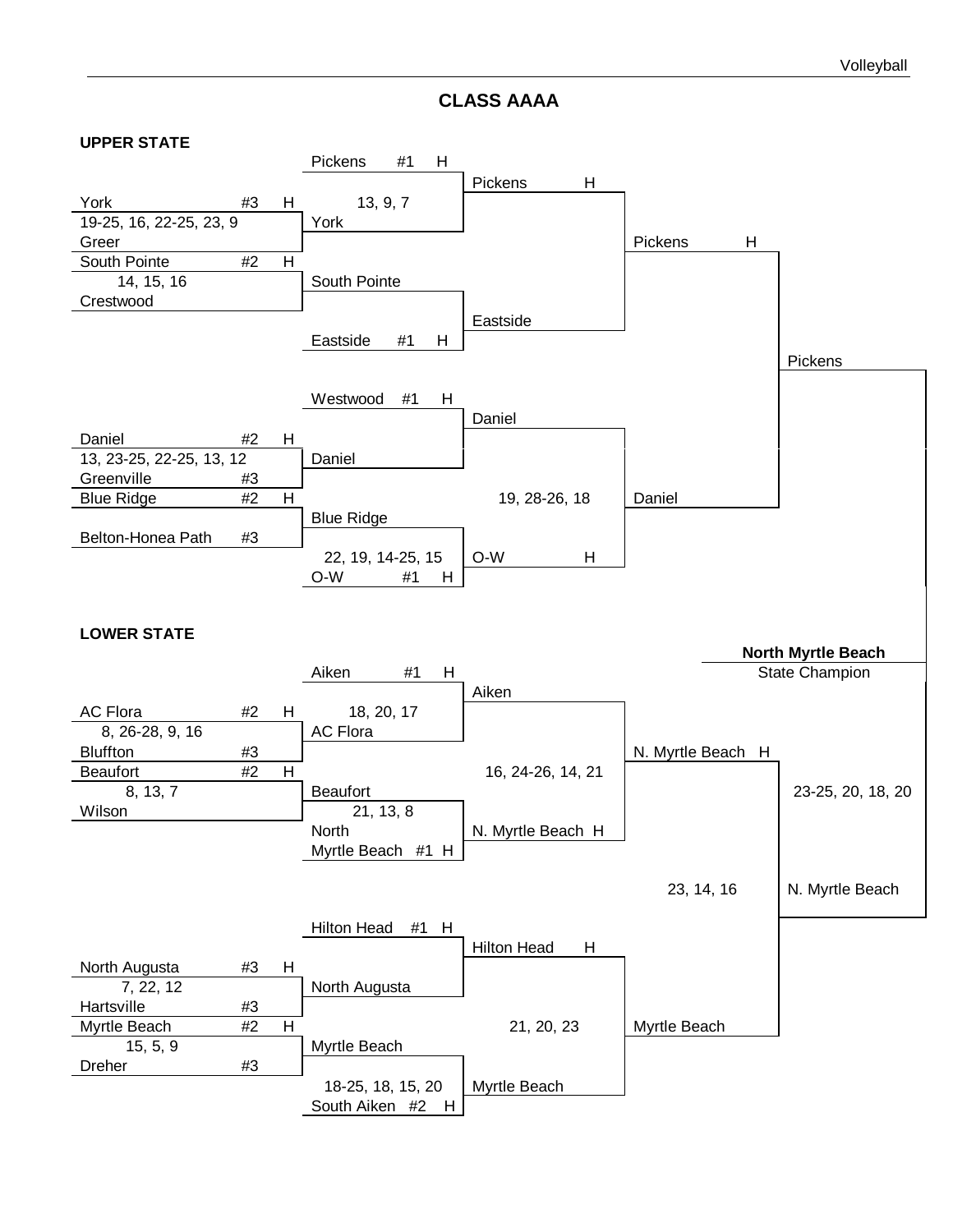# CLASS AAAA

## UPPER STATE

### First Round

| Matchup | Score | Winner |
|---|---|---|
| York #3 H vs. Greer | 19-25, 16, 22-25, 23, 9 | York |
| South Pointe #2 H vs. Crestwood | 14, 15, 16 | South Pointe |
| Daniel #2 H vs. Greenville #3 | 13, 23-25, 22-25, 13, 12 | Daniel |
| Blue Ridge #2 H vs. Belton-Honea Path #3 | | Blue Ridge |

### Second Round

| Matchup | Score | Winner |
|---|---|---|
| Pickens #1 H vs. York | 13, 9, 7 | Pickens H |
| South Pointe vs. Eastside #1 H | | Eastside |
| Westwood #1 H vs. Daniel | | Daniel |
| Blue Ridge vs. O-W #1 H | 22, 19, 14-25, 15 | O-W H |

### Third Round

| Matchup | Score | Winner |
|---|---|---|
| Pickens H vs. Eastside | | Pickens H |
| Daniel vs. O-W H | 19, 28-26, 18 | Daniel |

### Upper State Final

| Matchup | Score | Winner |
|---|---|---|
| Pickens H vs. Daniel | | Pickens |

## LOWER STATE

### First Round

| Matchup | Score | Winner |
|---|---|---|
| AC Flora #2 H vs. Bluffton #3 | 8, 26-28, 9, 16 | AC Flora |
| Beaufort #2 H vs. Wilson | 8, 13, 7 | Beaufort |
| North Augusta #3 H vs. Hartsville #3 | 7, 22, 12 | North Augusta |
| Myrtle Beach #2 H vs. Dreher #3 | 15, 5, 9 | Myrtle Beach |

### Second Round

| Matchup | Score | Winner |
|---|---|---|
| Aiken #1 H vs. AC Flora | 18, 20, 17 | Aiken |
| Beaufort vs. North Myrtle Beach #1 H | 21, 13, 8 | N. Myrtle Beach H |
| Hilton Head #1 H vs. North Augusta | | Hilton Head H |
| Myrtle Beach vs. South Aiken #2 H | 18-25, 18, 15, 20 | Myrtle Beach |

### Third Round

| Matchup | Score | Winner |
|---|---|---|
| Aiken vs. N. Myrtle Beach H | 16, 24-26, 14, 21 | N. Myrtle Beach H |
| Hilton Head H vs. Myrtle Beach | 21, 20, 23 | Myrtle Beach |

### Lower State Final

| Matchup | Score | Winner |
|---|---|---|
| N. Myrtle Beach H vs. Myrtle Beach | 23, 14, 16 | N. Myrtle Beach |

## State Championship

| Matchup | Score | Winner |
|---|---|---|
| Pickens vs. N. Myrtle Beach | 23-25, 20, 18, 20 | North Myrtle Beach |

**North Myrtle Beach**
State Champion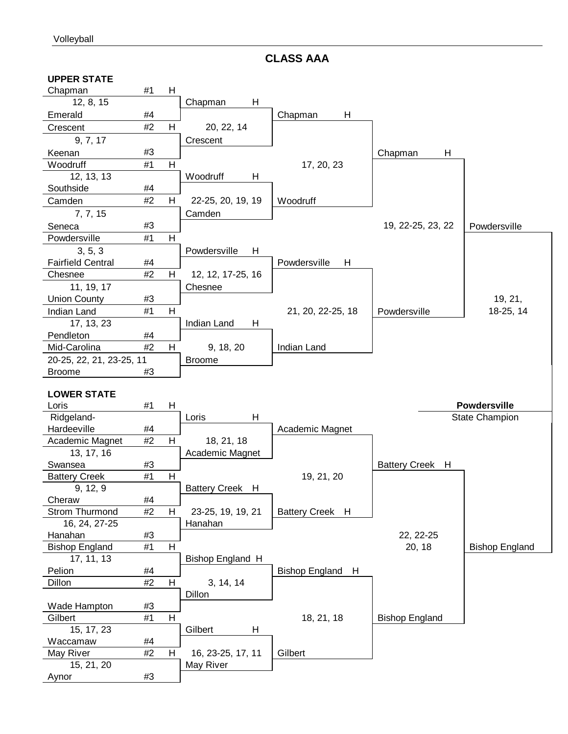# CLASS AAA

## UPPER STATE

### First Round

| Team | Seed | Home | Score | Team | Seed | Winner |
|---|---|---|---|---|---|---|
| Chapman | #1 | H | 12, 8, 15 | Emerald | #4 | Chapman H |
| Crescent | #2 | H | 9, 7, 17 | Keenan | #3 | Crescent |
| Woodruff | #1 | H | 12, 13, 13 | Southside | #4 | Woodruff H |
| Camden | #2 | H | 7, 7, 15 | Seneca | #3 | Camden |
| Powdersville | #1 | H | 3, 5, 3 | Fairfield Central | #4 | Powdersville H |
| Chesnee | #2 | H | 11, 19, 17 | Union County | #3 | Chesnee |
| Indian Land | #1 | H | 17, 13, 23 | Pendleton | #4 | Indian Land H |
| Mid-Carolina | #2 | H | 20-25, 22, 21, 23-25, 11 | Broome | #3 | Broome |

### Second Round

| Team | Score | Team | Winner |
|---|---|---|---|
| Chapman H | 20, 22, 14 | Crescent | Chapman H |
| Woodruff H | 22-25, 20, 19, 19 | Camden | Woodruff |
| Powdersville H | 12, 12, 17-25, 16 | Chesnee | Powdersville H |
| Indian Land H | 9, 18, 20 | Broome | Indian Land |

### Third Round

| Team | Score | Team | Winner |
|---|---|---|---|
| Chapman H | 17, 20, 23 | Woodruff | Chapman H |
| Powdersville H | 21, 20, 22-25, 18 | Indian Land | Powdersville |

### Upper State Final

| Team | Score | Team | Winner |
|---|---|---|---|
| Chapman H | 19, 22-25, 23, 22 | Powdersville | Powdersville |

## LOWER STATE

### First Round

| Team | Seed | Home | Score | Team | Seed | Winner |
|---|---|---|---|---|---|---|
| Loris | #1 | H | | Ridgeland-Hardeeville | #4 | Loris H |
| Academic Magnet | #2 | H | 13, 17, 16 | Swansea | #3 | Academic Magnet |
| Battery Creek | #1 | H | 9, 12, 9 | Cheraw | #4 | Battery Creek H |
| Strom Thurmond | #2 | H | 16, 24, 27-25 | Hanahan | #3 | Hanahan |
| Bishop England | #1 | H | 17, 11, 13 | Pelion | #4 | Bishop England H |
| Dillon | #2 | H | | Wade Hampton | #3 | Dillon |
| Gilbert | #1 | H | 15, 17, 23 | Waccamaw | #4 | Gilbert H |
| May River | #2 | H | 15, 21, 20 | Aynor | #3 | May River |

### Second Round

| Team | Score | Team | Winner |
|---|---|---|---|
| Loris H | 18, 21, 18 | Academic Magnet | Academic Magnet |
| Battery Creek H | 23-25, 19, 19, 21 | Hanahan | Battery Creek H |
| Bishop England H | 3, 14, 14 | Dillon | Bishop England H |
| Gilbert H | 16, 23-25, 17, 11 | May River | Gilbert |

### Third Round

| Team | Score | Team | Winner |
|---|---|---|---|
| Academic Magnet | 19, 21, 20 | Battery Creek H | Battery Creek H |
| Bishop England H | 18, 21, 18 | Gilbert | Bishop England |

### Lower State Final

| Team | Score | Team | Winner |
|---|---|---|---|
| Battery Creek H | 22, 22-25, 20, 18 | Bishop England | Bishop England |

## STATE FINAL

| Team | Score | Team | Winner |
|---|---|---|---|
| Powdersville | 19, 21, 18-25, 14 | Bishop England | Powdersville |

**Powdersville**
State Champion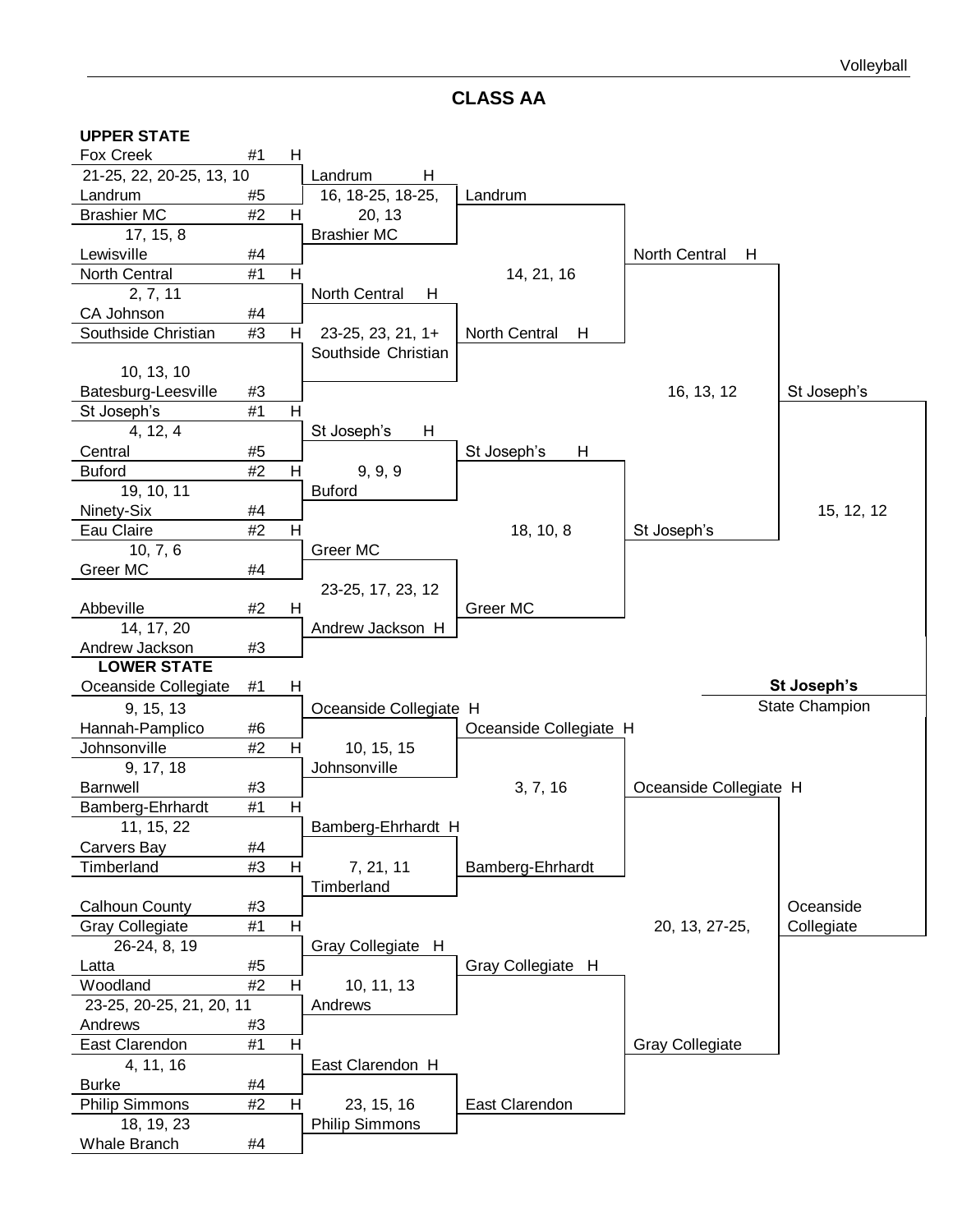# CLASS AA

## UPPER STATE

### First Round

- Fox Creek #1 H vs. Landrum #5 — 21-25, 22, 20-25, 13, 10 — Winner: Landrum
- Brashier MC #2 H vs. Lewisville #4 — 17, 15, 8 — Winner: Brashier MC
- North Central #1 H vs. CA Johnson #4 — 2, 7, 11 — Winner: North Central
- Southside Christian #3 H vs. Batesburg-Leesville #3 — 10, 13, 10 — Winner: Southside Christian
- St Joseph's #1 H vs. Central #5 — 4, 12, 4 — Winner: St Joseph's
- Buford #2 H vs. Ninety-Six #4 — 19, 10, 11 — Winner: Buford
- Eau Claire #2 H vs. Greer MC #4 — 10, 7, 6 — Winner: Greer MC
- Abbeville #2 H vs. Andrew Jackson #3 — 14, 17, 20 — Winner: Andrew Jackson

### Second Round

- Landrum H vs. Brashier MC — 16, 18-25, 18-25, 20, 13 — Winner: Landrum
- North Central H vs. Southside Christian — 23-25, 23, 21, 1+ — Winner: North Central
- St Joseph's H vs. Buford — 9, 9, 9 — Winner: St Joseph's
- Greer MC vs. Andrew Jackson H — 23-25, 17, 23, 12 — Winner: Greer MC

### Third Round

- Landrum vs. North Central H — 14, 21, 16 — Winner: North Central
- St Joseph's H vs. Greer MC — 18, 10, 8 — Winner: St Joseph's

### Upper State Final

- North Central H vs. St Joseph's — 16, 13, 12 — Winner: St Joseph's

## LOWER STATE

### First Round

- Oceanside Collegiate #1 H vs. Hannah-Pamplico #6 — 9, 15, 13 — Winner: Oceanside Collegiate
- Johnsonville #2 H vs. Barnwell #3 — 9, 17, 18 — Winner: Johnsonville
- Bamberg-Ehrhardt #1 H vs. Carvers Bay #4 — 11, 15, 22 — Winner: Bamberg-Ehrhardt
- Timberland #3 H vs. Calhoun County #3 — Winner: Timberland
- Gray Collegiate #1 H vs. Latta #5 — 26-24, 8, 19 — Winner: Gray Collegiate
- Woodland #2 H vs. Andrews #3 — 23-25, 20-25, 21, 20, 11 — Winner: Andrews
- East Clarendon #1 H vs. Burke #4 — 4, 11, 16 — Winner: East Clarendon
- Philip Simmons #2 H vs. Whale Branch #4 — 18, 19, 23 — Winner: Philip Simmons

### Second Round

- Oceanside Collegiate H vs. Johnsonville — 10, 15, 15 — Winner: Oceanside Collegiate
- Bamberg-Ehrhardt H vs. Timberland — 7, 21, 11 — Winner: Bamberg-Ehrhardt
- Gray Collegiate H vs. Andrews — 10, 11, 13 — Winner: Gray Collegiate
- East Clarendon H vs. Philip Simmons — 23, 15, 16 — Winner: East Clarendon

### Third Round

- Oceanside Collegiate H vs. Bamberg-Ehrhardt — 3, 7, 16 — Winner: Oceanside Collegiate
- Gray Collegiate H vs. East Clarendon — Winner: Gray Collegiate

### Lower State Final

- Oceanside Collegiate H vs. Gray Collegiate — 20, 13, 27-25, — Winner: Oceanside Collegiate

## State Final

- St Joseph's vs. Oceanside Collegiate — 15, 12, 12

**St Joseph's**
State Champion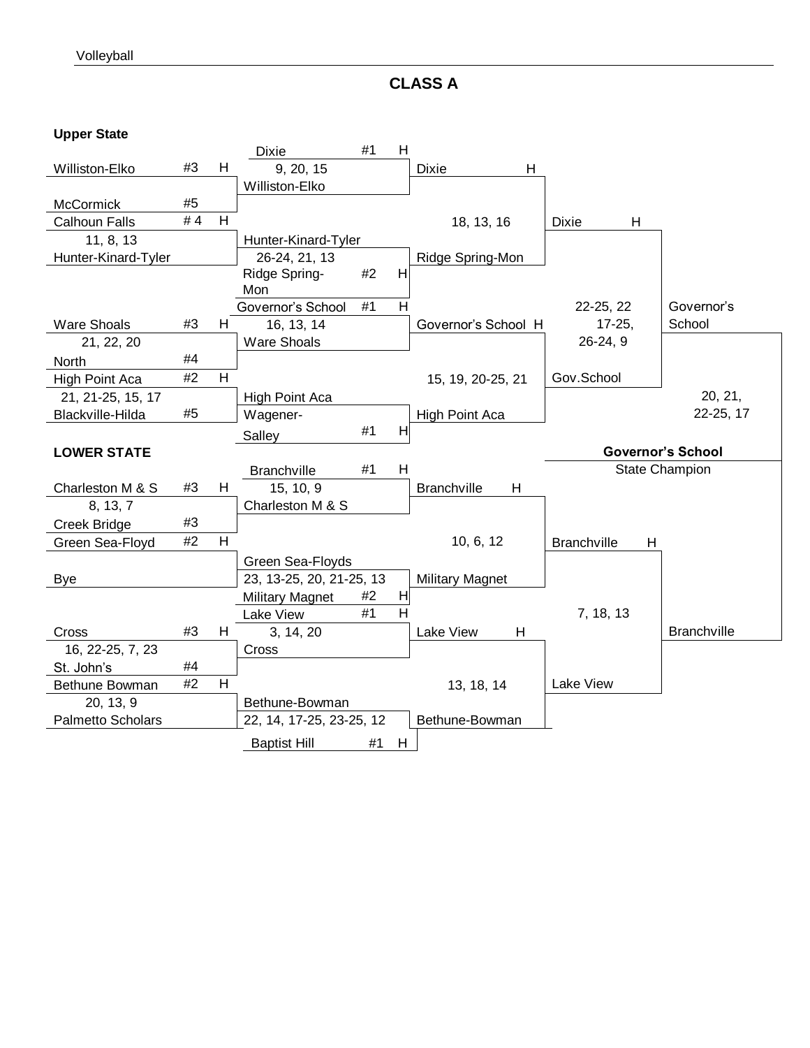## CLASS A

### Upper State

**First Round**

| Matchup | Score | Winner |
|---|---|---|
| Williston-Elko #3 H vs. McCormick #5 | | Williston-Elko |
| Calhoun Falls #4 H vs. Hunter-Kinard-Tyler | 11, 8, 13 | Hunter-Kinard-Tyler |
| Ware Shoals #3 H vs. North #4 | 21, 22, 20 | Ware Shoals |
| High Point Aca #2 H vs. Blackville-Hilda #5 | 21, 21-25, 15, 17 | High Point Aca |

**Second Round**

| Matchup | Score | Winner |
|---|---|---|
| Dixie #1 H vs. Williston-Elko | 9, 20, 15 | Dixie |
| Hunter-Kinard-Tyler vs. Ridge Spring-Mon #2 H | 26-24, 21, 13 | Ridge Spring-Mon |
| Governor's School #1 H vs. Ware Shoals | 16, 13, 14 | Governor's School |
| High Point Aca vs. Wagener-Salley #1 H | | High Point Aca |

**Third Round**

| Matchup | Score | Winner |
|---|---|---|
| Dixie H vs. Ridge Spring-Mon | 18, 13, 16 | Dixie |
| Governor's School H vs. High Point Aca | 15, 19, 20-25, 21 | Gov.School |

**Upper State Final**

| Matchup | Score | Winner |
|---|---|---|
| Dixie H vs. Gov.School | 22-25, 22, 17-25, 26-24, 9 | Governor's School |

### LOWER STATE

**First Round**

| Matchup | Score | Winner |
|---|---|---|
| Charleston M & S #3 H vs. Creek Bridge #3 | 8, 13, 7 | Charleston M & S |
| Green Sea-Floyd #2 H vs. Bye | | Green Sea-Floyds |
| Cross #3 H vs. St. John's #4 | 16, 22-25, 7, 23 | Cross |
| Bethune Bowman #2 H vs. Palmetto Scholars | 20, 13, 9 | Bethune-Bowman |

**Second Round**

| Matchup | Score | Winner |
|---|---|---|
| Branchville #1 H vs. Charleston M & S | 15, 10, 9 | Branchville |
| Green Sea-Floyds vs. Military Magnet #2 H | 23, 13-25, 20, 21-25, 13 | Military Magnet |
| Lake View #1 H vs. Cross | 3, 14, 20 | Lake View |
| Bethune-Bowman vs. Baptist Hill #1 H | 22, 14, 17-25, 23-25, 12 | Bethune-Bowman |

**Third Round**

| Matchup | Score | Winner |
|---|---|---|
| Branchville H vs. Military Magnet | 10, 6, 12 | Branchville |
| Lake View H vs. Bethune-Bowman | 13, 18, 14 | Lake View |

**Lower State Final**

| Matchup | Score | Winner |
|---|---|---|
| Branchville H vs. Lake View | 7, 18, 13 | Branchville |

### State Championship

| Matchup | Score | Winner |
|---|---|---|
| Governor's School vs. Branchville | 20, 21, 22-25, 17 | Governor's School |

**Governor's School**
State Champion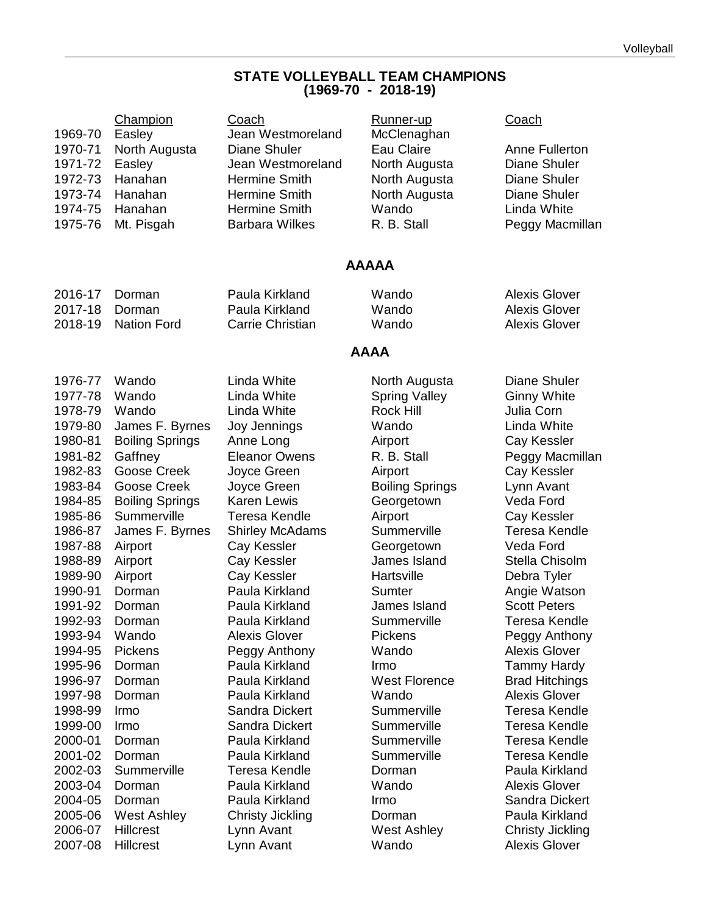## STATE VOLLEYBALL TEAM CHAMPIONS
## (1969-70 - 2018-19)

| | Champion | Coach | Runner-up | Coach |
|---|---|---|---|---|
| 1969-70 | Easley | Jean Westmoreland | McClenaghan | |
| 1970-71 | North Augusta | Diane Shuler | Eau Claire | Anne Fullerton |
| 1971-72 | Easley | Jean Westmoreland | North Augusta | Diane Shuler |
| 1972-73 | Hanahan | Hermine Smith | North Augusta | Diane Shuler |
| 1973-74 | Hanahan | Hermine Smith | North Augusta | Diane Shuler |
| 1974-75 | Hanahan | Hermine Smith | Wando | Linda White |
| 1975-76 | Mt. Pisgah | Barbara Wilkes | R. B. Stall | Peggy Macmillan |

### AAAAA

| | Champion | Coach | Runner-up | Coach |
|---|---|---|---|---|
| 2016-17 | Dorman | Paula Kirkland | Wando | Alexis Glover |
| 2017-18 | Dorman | Paula Kirkland | Wando | Alexis Glover |
| 2018-19 | Nation Ford | Carrie Christian | Wando | Alexis Glover |

### AAAA

| | Champion | Coach | Runner-up | Coach |
|---|---|---|---|---|
| 1976-77 | Wando | Linda White | North Augusta | Diane Shuler |
| 1977-78 | Wando | Linda White | Spring Valley | Ginny White |
| 1978-79 | Wando | Linda White | Rock Hill | Julia Corn |
| 1979-80 | James F. Byrnes | Joy Jennings | Wando | Linda White |
| 1980-81 | Boiling Springs | Anne Long | Airport | Cay Kessler |
| 1981-82 | Gaffney | Eleanor Owens | R. B. Stall | Peggy Macmillan |
| 1982-83 | Goose Creek | Joyce Green | Airport | Cay Kessler |
| 1983-84 | Goose Creek | Joyce Green | Boiling Springs | Lynn Avant |
| 1984-85 | Boiling Springs | Karen Lewis | Georgetown | Veda Ford |
| 1985-86 | Summerville | Teresa Kendle | Airport | Cay Kessler |
| 1986-87 | James F. Byrnes | Shirley McAdams | Summerville | Teresa Kendle |
| 1987-88 | Airport | Cay Kessler | Georgetown | Veda Ford |
| 1988-89 | Airport | Cay Kessler | James Island | Stella Chisolm |
| 1989-90 | Airport | Cay Kessler | Hartsville | Debra Tyler |
| 1990-91 | Dorman | Paula Kirkland | Sumter | Angie Watson |
| 1991-92 | Dorman | Paula Kirkland | James Island | Scott Peters |
| 1992-93 | Dorman | Paula Kirkland | Summerville | Teresa Kendle |
| 1993-94 | Wando | Alexis Glover | Pickens | Peggy Anthony |
| 1994-95 | Pickens | Peggy Anthony | Wando | Alexis Glover |
| 1995-96 | Dorman | Paula Kirkland | Irmo | Tammy Hardy |
| 1996-97 | Dorman | Paula Kirkland | West Florence | Brad Hitchings |
| 1997-98 | Dorman | Paula Kirkland | Wando | Alexis Glover |
| 1998-99 | Irmo | Sandra Dickert | Summerville | Teresa Kendle |
| 1999-00 | Irmo | Sandra Dickert | Summerville | Teresa Kendle |
| 2000-01 | Dorman | Paula Kirkland | Summerville | Teresa Kendle |
| 2001-02 | Dorman | Paula Kirkland | Summerville | Teresa Kendle |
| 2002-03 | Summerville | Teresa Kendle | Dorman | Paula Kirkland |
| 2003-04 | Dorman | Paula Kirkland | Wando | Alexis Glover |
| 2004-05 | Dorman | Paula Kirkland | Irmo | Sandra Dickert |
| 2005-06 | West Ashley | Christy Jickling | Dorman | Paula Kirkland |
| 2006-07 | Hillcrest | Lynn Avant | West Ashley | Christy Jickling |
| 2007-08 | Hillcrest | Lynn Avant | Wando | Alexis Glover |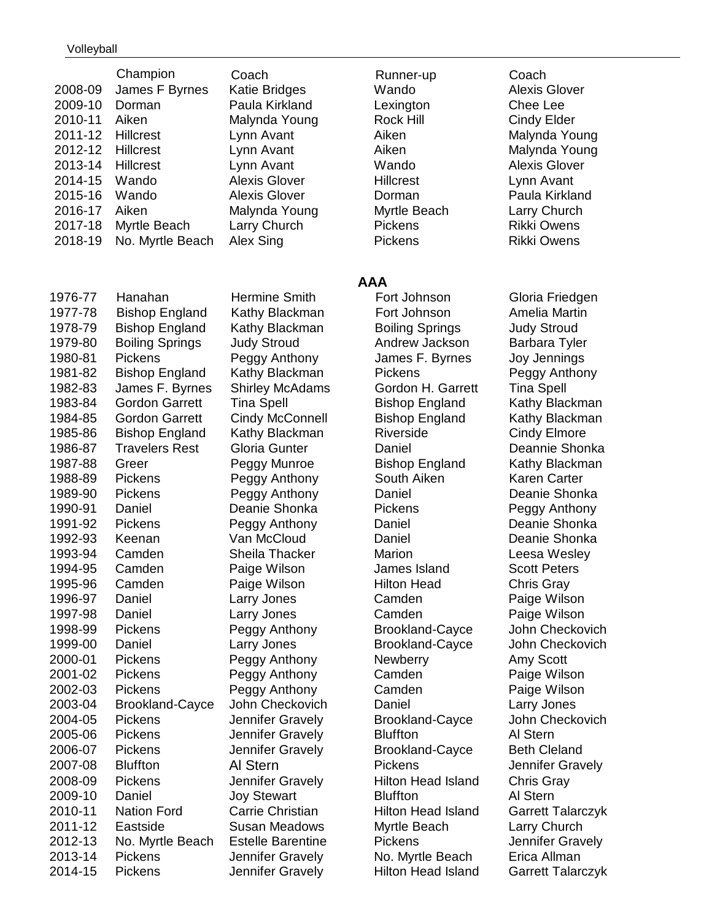|  | Champion | Coach | Runner-up | Coach |
|---|---|---|---|---|
| 2008-09 | James F Byrnes | Katie Bridges | Wando | Alexis Glover |
| 2009-10 | Dorman | Paula Kirkland | Lexington | Chee Lee |
| 2010-11 | Aiken | Malynda Young | Rock Hill | Cindy Elder |
| 2011-12 | Hillcrest | Lynn Avant | Aiken | Malynda Young |
| 2012-12 | Hillcrest | Lynn Avant | Aiken | Malynda Young |
| 2013-14 | Hillcrest | Lynn Avant | Wando | Alexis Glover |
| 2014-15 | Wando | Alexis Glover | Hillcrest | Lynn Avant |
| 2015-16 | Wando | Alexis Glover | Dorman | Paula Kirkland |
| 2016-17 | Aiken | Malynda Young | Myrtle Beach | Larry Church |
| 2017-18 | Myrtle Beach | Larry Church | Pickens | Rikki Owens |
| 2018-19 | No. Myrtle Beach | Alex Sing | Pickens | Rikki Owens |

## AAA

|  | Champion | Coach | Runner-up | Coach |
|---|---|---|---|---|
| 1976-77 | Hanahan | Hermine Smith | Fort Johnson | Gloria Friedgen |
| 1977-78 | Bishop England | Kathy Blackman | Fort Johnson | Amelia Martin |
| 1978-79 | Bishop England | Kathy Blackman | Boiling Springs | Judy Stroud |
| 1979-80 | Boiling Springs | Judy Stroud | Andrew Jackson | Barbara Tyler |
| 1980-81 | Pickens | Peggy Anthony | James F. Byrnes | Joy Jennings |
| 1981-82 | Bishop England | Kathy Blackman | Pickens | Peggy Anthony |
| 1982-83 | James F. Byrnes | Shirley McAdams | Gordon H. Garrett | Tina Spell |
| 1983-84 | Gordon Garrett | Tina Spell | Bishop England | Kathy Blackman |
| 1984-85 | Gordon Garrett | Cindy McConnell | Bishop England | Kathy Blackman |
| 1985-86 | Bishop England | Kathy Blackman | Riverside | Cindy Elmore |
| 1986-87 | Travelers Rest | Gloria Gunter | Daniel | Deannie Shonka |
| 1987-88 | Greer | Peggy Munroe | Bishop England | Kathy Blackman |
| 1988-89 | Pickens | Peggy Anthony | South Aiken | Karen Carter |
| 1989-90 | Pickens | Peggy Anthony | Daniel | Deanie Shonka |
| 1990-91 | Daniel | Deanie Shonka | Pickens | Peggy Anthony |
| 1991-92 | Pickens | Peggy Anthony | Daniel | Deanie Shonka |
| 1992-93 | Keenan | Van McCloud | Daniel | Deanie Shonka |
| 1993-94 | Camden | Sheila Thacker | Marion | Leesa Wesley |
| 1994-95 | Camden | Paige Wilson | James Island | Scott Peters |
| 1995-96 | Camden | Paige Wilson | Hilton Head | Chris Gray |
| 1996-97 | Daniel | Larry Jones | Camden | Paige Wilson |
| 1997-98 | Daniel | Larry Jones | Camden | Paige Wilson |
| 1998-99 | Pickens | Peggy Anthony | Brookland-Cayce | John Checkovich |
| 1999-00 | Daniel | Larry Jones | Brookland-Cayce | John Checkovich |
| 2000-01 | Pickens | Peggy Anthony | Newberry | Amy Scott |
| 2001-02 | Pickens | Peggy Anthony | Camden | Paige Wilson |
| 2002-03 | Pickens | Peggy Anthony | Camden | Paige Wilson |
| 2003-04 | Brookland-Cayce | John Checkovich | Daniel | Larry Jones |
| 2004-05 | Pickens | Jennifer Gravely | Brookland-Cayce | John Checkovich |
| 2005-06 | Pickens | Jennifer Gravely | Bluffton | Al Stern |
| 2006-07 | Pickens | Jennifer Gravely | Brookland-Cayce | Beth Cleland |
| 2007-08 | Bluffton | Al Stern | Pickens | Jennifer Gravely |
| 2008-09 | Pickens | Jennifer Gravely | Hilton Head Island | Chris Gray |
| 2009-10 | Daniel | Joy Stewart | Bluffton | Al Stern |
| 2010-11 | Nation Ford | Carrie Christian | Hilton Head Island | Garrett Talarczyk |
| 2011-12 | Eastside | Susan Meadows | Myrtle Beach | Larry Church |
| 2012-13 | No. Myrtle Beach | Estelle Barentine | Pickens | Jennifer Gravely |
| 2013-14 | Pickens | Jennifer Gravely | No. Myrtle Beach | Erica Allman |
| 2014-15 | Pickens | Jennifer Gravely | Hilton Head Island | Garrett Talarczyk |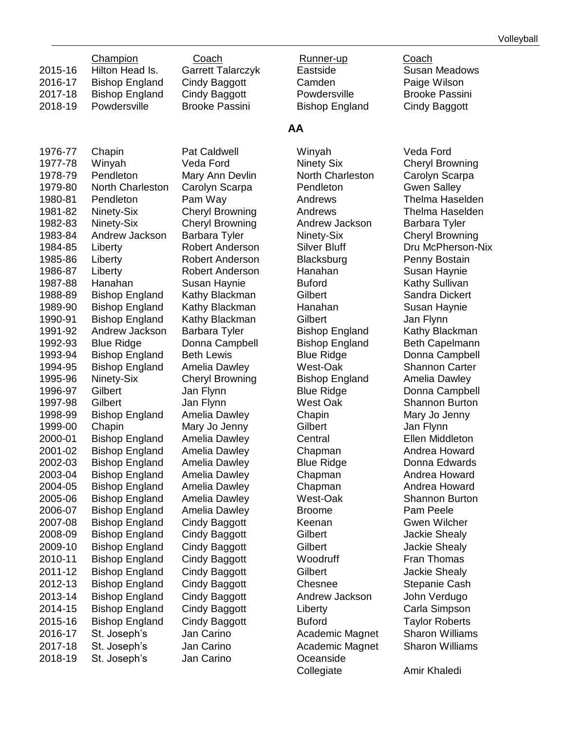| | Champion | Coach | Runner-up | Coach |
|---|---|---|---|---|
| 2015-16 | Hilton Head Is. | Garrett Talarczyk | Eastside | Susan Meadows |
| 2016-17 | Bishop England | Cindy Baggott | Camden | Paige Wilson |
| 2017-18 | Bishop England | Cindy Baggott | Powdersville | Brooke Passini |
| 2018-19 | Powdersville | Brooke Passini | Bishop England | Cindy Baggott |

## AA

| | Champion | Coach | Runner-up | Coach |
|---|---|---|---|---|
| 1976-77 | Chapin | Pat Caldwell | Winyah | Veda Ford |
| 1977-78 | Winyah | Veda Ford | Ninety Six | Cheryl Browning |
| 1978-79 | Pendleton | Mary Ann Devlin | North Charleston | Carolyn Scarpa |
| 1979-80 | North Charleston | Carolyn Scarpa | Pendleton | Gwen Salley |
| 1980-81 | Pendleton | Pam Way | Andrews | Thelma Haselden |
| 1981-82 | Ninety-Six | Cheryl Browning | Andrews | Thelma Haselden |
| 1982-83 | Ninety-Six | Cheryl Browning | Andrew Jackson | Barbara Tyler |
| 1983-84 | Andrew Jackson | Barbara Tyler | Ninety-Six | Cheryl Browning |
| 1984-85 | Liberty | Robert Anderson | Silver Bluff | Dru McPherson-Nix |
| 1985-86 | Liberty | Robert Anderson | Blacksburg | Penny Bostain |
| 1986-87 | Liberty | Robert Anderson | Hanahan | Susan Haynie |
| 1987-88 | Hanahan | Susan Haynie | Buford | Kathy Sullivan |
| 1988-89 | Bishop England | Kathy Blackman | Gilbert | Sandra Dickert |
| 1989-90 | Bishop England | Kathy Blackman | Hanahan | Susan Haynie |
| 1990-91 | Bishop England | Kathy Blackman | Gilbert | Jan Flynn |
| 1991-92 | Andrew Jackson | Barbara Tyler | Bishop England | Kathy Blackman |
| 1992-93 | Blue Ridge | Donna Campbell | Bishop England | Beth Capelmann |
| 1993-94 | Bishop England | Beth Lewis | Blue Ridge | Donna Campbell |
| 1994-95 | Bishop England | Amelia Dawley | West-Oak | Shannon Carter |
| 1995-96 | Ninety-Six | Cheryl Browning | Bishop England | Amelia Dawley |
| 1996-97 | Gilbert | Jan Flynn | Blue Ridge | Donna Campbell |
| 1997-98 | Gilbert | Jan Flynn | West Oak | Shannon Burton |
| 1998-99 | Bishop England | Amelia Dawley | Chapin | Mary Jo Jenny |
| 1999-00 | Chapin | Mary Jo Jenny | Gilbert | Jan Flynn |
| 2000-01 | Bishop England | Amelia Dawley | Central | Ellen Middleton |
| 2001-02 | Bishop England | Amelia Dawley | Chapman | Andrea Howard |
| 2002-03 | Bishop England | Amelia Dawley | Blue Ridge | Donna Edwards |
| 2003-04 | Bishop England | Amelia Dawley | Chapman | Andrea Howard |
| 2004-05 | Bishop England | Amelia Dawley | Chapman | Andrea Howard |
| 2005-06 | Bishop England | Amelia Dawley | West-Oak | Shannon Burton |
| 2006-07 | Bishop England | Amelia Dawley | Broome | Pam Peele |
| 2007-08 | Bishop England | Cindy Baggott | Keenan | Gwen Wilcher |
| 2008-09 | Bishop England | Cindy Baggott | Gilbert | Jackie Shealy |
| 2009-10 | Bishop England | Cindy Baggott | Gilbert | Jackie Shealy |
| 2010-11 | Bishop England | Cindy Baggott | Woodruff | Fran Thomas |
| 2011-12 | Bishop England | Cindy Baggott | Gilbert | Jackie Shealy |
| 2012-13 | Bishop England | Cindy Baggott | Chesnee | Stepanie Cash |
| 2013-14 | Bishop England | Cindy Baggott | Andrew Jackson | John Verdugo |
| 2014-15 | Bishop England | Cindy Baggott | Liberty | Carla Simpson |
| 2015-16 | Bishop England | Cindy Baggott | Buford | Taylor Roberts |
| 2016-17 | St. Joseph's | Jan Carino | Academic Magnet | Sharon Williams |
| 2017-18 | St. Joseph's | Jan Carino | Academic Magnet | Sharon Williams |
| 2018-19 | St. Joseph's | Jan Carino | Oceanside Collegiate | Amir Khaledi |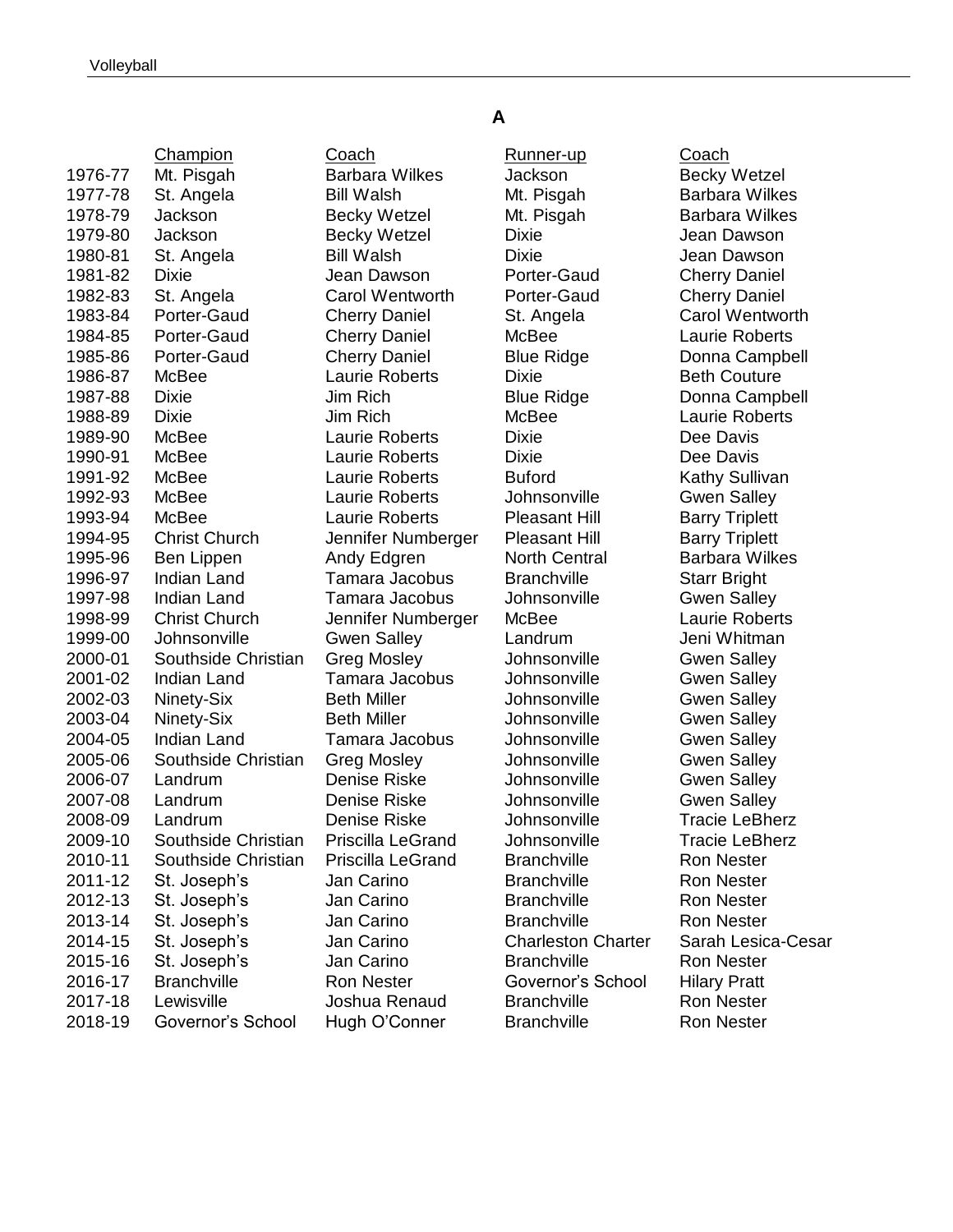## A

| | Champion | Coach | Runner-up | Coach |
|---|---|---|---|---|
| 1976-77 | Mt. Pisgah | Barbara Wilkes | Jackson | Becky Wetzel |
| 1977-78 | St. Angela | Bill Walsh | Mt. Pisgah | Barbara Wilkes |
| 1978-79 | Jackson | Becky Wetzel | Mt. Pisgah | Barbara Wilkes |
| 1979-80 | Jackson | Becky Wetzel | Dixie | Jean Dawson |
| 1980-81 | St. Angela | Bill Walsh | Dixie | Jean Dawson |
| 1981-82 | Dixie | Jean Dawson | Porter-Gaud | Cherry Daniel |
| 1982-83 | St. Angela | Carol Wentworth | Porter-Gaud | Cherry Daniel |
| 1983-84 | Porter-Gaud | Cherry Daniel | St. Angela | Carol Wentworth |
| 1984-85 | Porter-Gaud | Cherry Daniel | McBee | Laurie Roberts |
| 1985-86 | Porter-Gaud | Cherry Daniel | Blue Ridge | Donna Campbell |
| 1986-87 | McBee | Laurie Roberts | Dixie | Beth Couture |
| 1987-88 | Dixie | Jim Rich | Blue Ridge | Donna Campbell |
| 1988-89 | Dixie | Jim Rich | McBee | Laurie Roberts |
| 1989-90 | McBee | Laurie Roberts | Dixie | Dee Davis |
| 1990-91 | McBee | Laurie Roberts | Dixie | Dee Davis |
| 1991-92 | McBee | Laurie Roberts | Buford | Kathy Sullivan |
| 1992-93 | McBee | Laurie Roberts | Johnsonville | Gwen Salley |
| 1993-94 | McBee | Laurie Roberts | Pleasant Hill | Barry Triplett |
| 1994-95 | Christ Church | Jennifer Numberger | Pleasant Hill | Barry Triplett |
| 1995-96 | Ben Lippen | Andy Edgren | North Central | Barbara Wilkes |
| 1996-97 | Indian Land | Tamara Jacobus | Branchville | Starr Bright |
| 1997-98 | Indian Land | Tamara Jacobus | Johnsonville | Gwen Salley |
| 1998-99 | Christ Church | Jennifer Numberger | McBee | Laurie Roberts |
| 1999-00 | Johnsonville | Gwen Salley | Landrum | Jeni Whitman |
| 2000-01 | Southside Christian | Greg Mosley | Johnsonville | Gwen Salley |
| 2001-02 | Indian Land | Tamara Jacobus | Johnsonville | Gwen Salley |
| 2002-03 | Ninety-Six | Beth Miller | Johnsonville | Gwen Salley |
| 2003-04 | Ninety-Six | Beth Miller | Johnsonville | Gwen Salley |
| 2004-05 | Indian Land | Tamara Jacobus | Johnsonville | Gwen Salley |
| 2005-06 | Southside Christian | Greg Mosley | Johnsonville | Gwen Salley |
| 2006-07 | Landrum | Denise Riske | Johnsonville | Gwen Salley |
| 2007-08 | Landrum | Denise Riske | Johnsonville | Gwen Salley |
| 2008-09 | Landrum | Denise Riske | Johnsonville | Tracie LeBherz |
| 2009-10 | Southside Christian | Priscilla LeGrand | Johnsonville | Tracie LeBherz |
| 2010-11 | Southside Christian | Priscilla LeGrand | Branchville | Ron Nester |
| 2011-12 | St. Joseph's | Jan Carino | Branchville | Ron Nester |
| 2012-13 | St. Joseph's | Jan Carino | Branchville | Ron Nester |
| 2013-14 | St. Joseph's | Jan Carino | Branchville | Ron Nester |
| 2014-15 | St. Joseph's | Jan Carino | Charleston Charter | Sarah Lesica-Cesar |
| 2015-16 | St. Joseph's | Jan Carino | Branchville | Ron Nester |
| 2016-17 | Branchville | Ron Nester | Governor's School | Hilary Pratt |
| 2017-18 | Lewisville | Joshua Renaud | Branchville | Ron Nester |
| 2018-19 | Governor's School | Hugh O'Conner | Branchville | Ron Nester |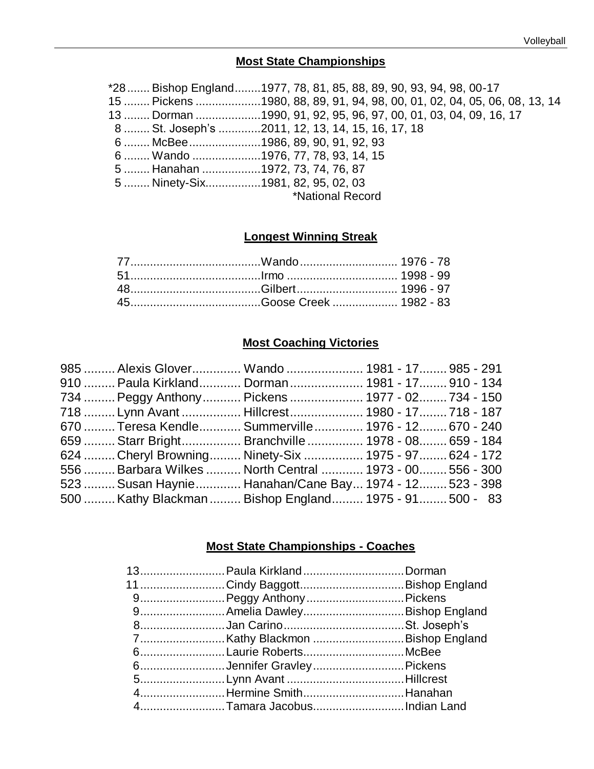## Most State Championships

| | | |
|---|---|---|
| *28 | Bishop England | 1977, 78, 81, 85, 88, 89, 90, 93, 94, 98, 00-17 |
| 15 | Pickens | 1980, 88, 89, 91, 94, 98, 00, 01, 02, 04, 05, 06, 08, 13, 14 |
| 13 | Dorman | 1990, 91, 92, 95, 96, 97, 00, 01, 03, 04, 09, 16, 17 |
| 8 | St. Joseph's | 2011, 12, 13, 14, 15, 16, 17, 18 |
| 6 | McBee | 1986, 89, 90, 91, 92, 93 |
| 6 | Wando | 1976, 77, 78, 93, 14, 15 |
| 5 | Hanahan | 1972, 73, 74, 76, 87 |
| 5 | Ninety-Six | 1981, 82, 95, 02, 03 |

*National Record

## Longest Winning Streak

| | | |
|---|---|---|
| 77 | Wando | 1976 - 78 |
| 51 | Irmo | 1998 - 99 |
| 48 | Gilbert | 1996 - 97 |
| 45 | Goose Creek | 1982 - 83 |

## Most Coaching Victories

| | | | | |
|---|---|---|---|---|
| 985 | Alexis Glover | Wando | 1981 - 17 | 985 - 291 |
| 910 | Paula Kirkland | Dorman | 1981 - 17 | 910 - 134 |
| 734 | Peggy Anthony | Pickens | 1977 - 02 | 734 - 150 |
| 718 | Lynn Avant | Hillcrest | 1980 - 17 | 718 - 187 |
| 670 | Teresa Kendle | Summerville | 1976 - 12 | 670 - 240 |
| 659 | Starr Bright | Branchville | 1978 - 08 | 659 - 184 |
| 624 | Cheryl Browning | Ninety-Six | 1975 - 97 | 624 - 172 |
| 556 | Barbara Wilkes | North Central | 1973 - 00 | 556 - 300 |
| 523 | Susan Haynie | Hanahan/Cane Bay | 1974 - 12 | 523 - 398 |
| 500 | Kathy Blackman | Bishop England | 1975 - 91 | 500 - 83 |

## Most State Championships - Coaches

| | | |
|---|---|---|
| 13 | Paula Kirkland | Dorman |
| 11 | Cindy Baggott | Bishop England |
| 9 | Peggy Anthony | Pickens |
| 9 | Amelia Dawley | Bishop England |
| 8 | Jan Carino | St. Joseph's |
| 7 | Kathy Blackmon | Bishop England |
| 6 | Laurie Roberts | McBee |
| 6 | Jennifer Gravley | Pickens |
| 5 | Lynn Avant | Hillcrest |
| 4 | Hermine Smith | Hanahan |
| 4 | Tamara Jacobus | Indian Land |